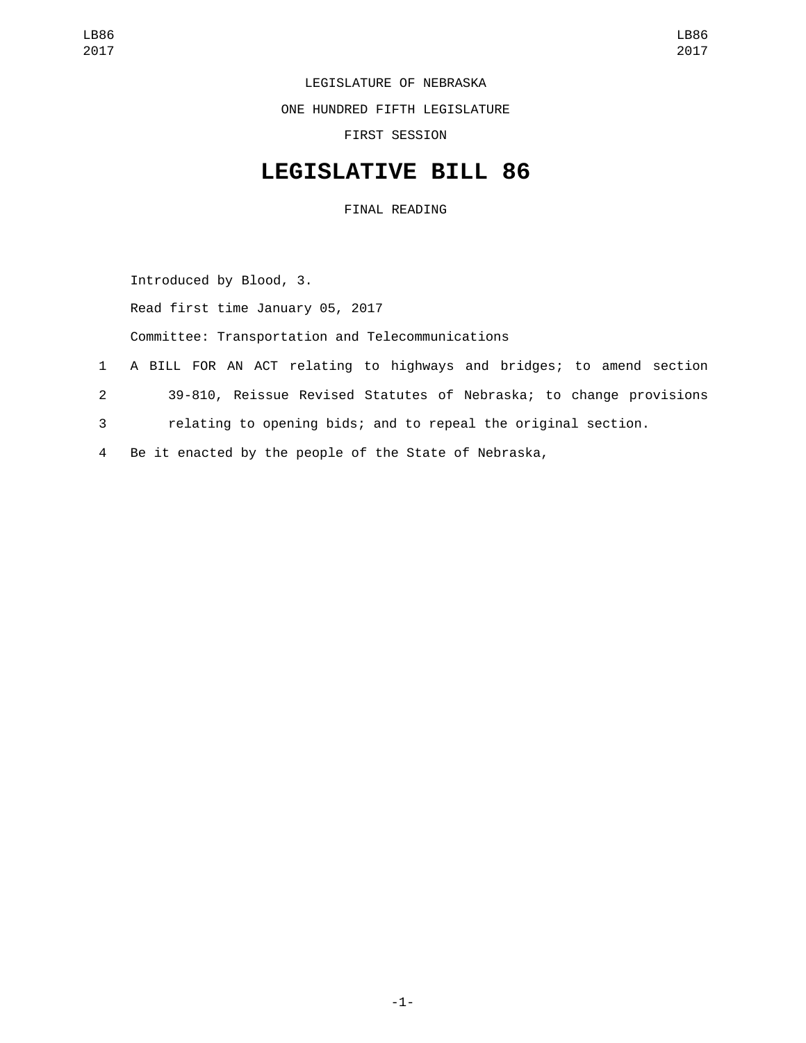LEGISLATURE OF NEBRASKA

ONE HUNDRED FIFTH LEGISLATURE

FIRST SESSION

# LEGISLATIVE BILL 86

FINAL READING

Introduced by Blood, 3.

Read first time January 05, 2017

Committee: Transportation and Telecommunications

1 A BILL FOR AN ACT relating to highways and bridges; to amend section
2 39-810, Reissue Revised Statutes of Nebraska; to change provisions
3 relating to opening bids; and to repeal the original section.
4 Be it enacted by the people of the State of Nebraska,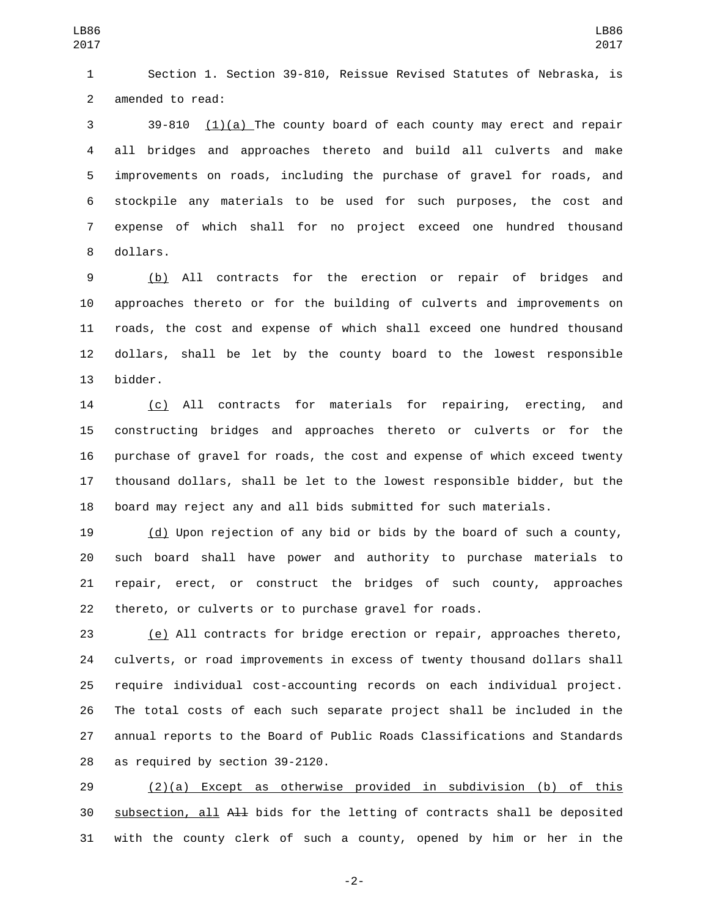Section 1. Section 39-810, Reissue Revised Statutes of Nebraska, is amended to read:

39-810 (1)(a) The county board of each county may erect and repair all bridges and approaches thereto and build all culverts and make improvements on roads, including the purchase of gravel for roads, and stockpile any materials to be used for such purposes, the cost and expense of which shall for no project exceed one hundred thousand dollars.

(b) All contracts for the erection or repair of bridges and approaches thereto or for the building of culverts and improvements on roads, the cost and expense of which shall exceed one hundred thousand dollars, shall be let by the county board to the lowest responsible bidder.

(c) All contracts for materials for repairing, erecting, and constructing bridges and approaches thereto or culverts or for the purchase of gravel for roads, the cost and expense of which exceed twenty thousand dollars, shall be let to the lowest responsible bidder, but the board may reject any and all bids submitted for such materials.

(d) Upon rejection of any bid or bids by the board of such a county, such board shall have power and authority to purchase materials to repair, erect, or construct the bridges of such county, approaches thereto, or culverts or to purchase gravel for roads.

(e) All contracts for bridge erection or repair, approaches thereto, culverts, or road improvements in excess of twenty thousand dollars shall require individual cost-accounting records on each individual project. The total costs of each such separate project shall be included in the annual reports to the Board of Public Roads Classifications and Standards as required by section 39-2120.

(2)(a) Except as otherwise provided in subdivision (b) of this subsection, all ~~All~~ bids for the letting of contracts shall be deposited with the county clerk of such a county, opened by him or her in the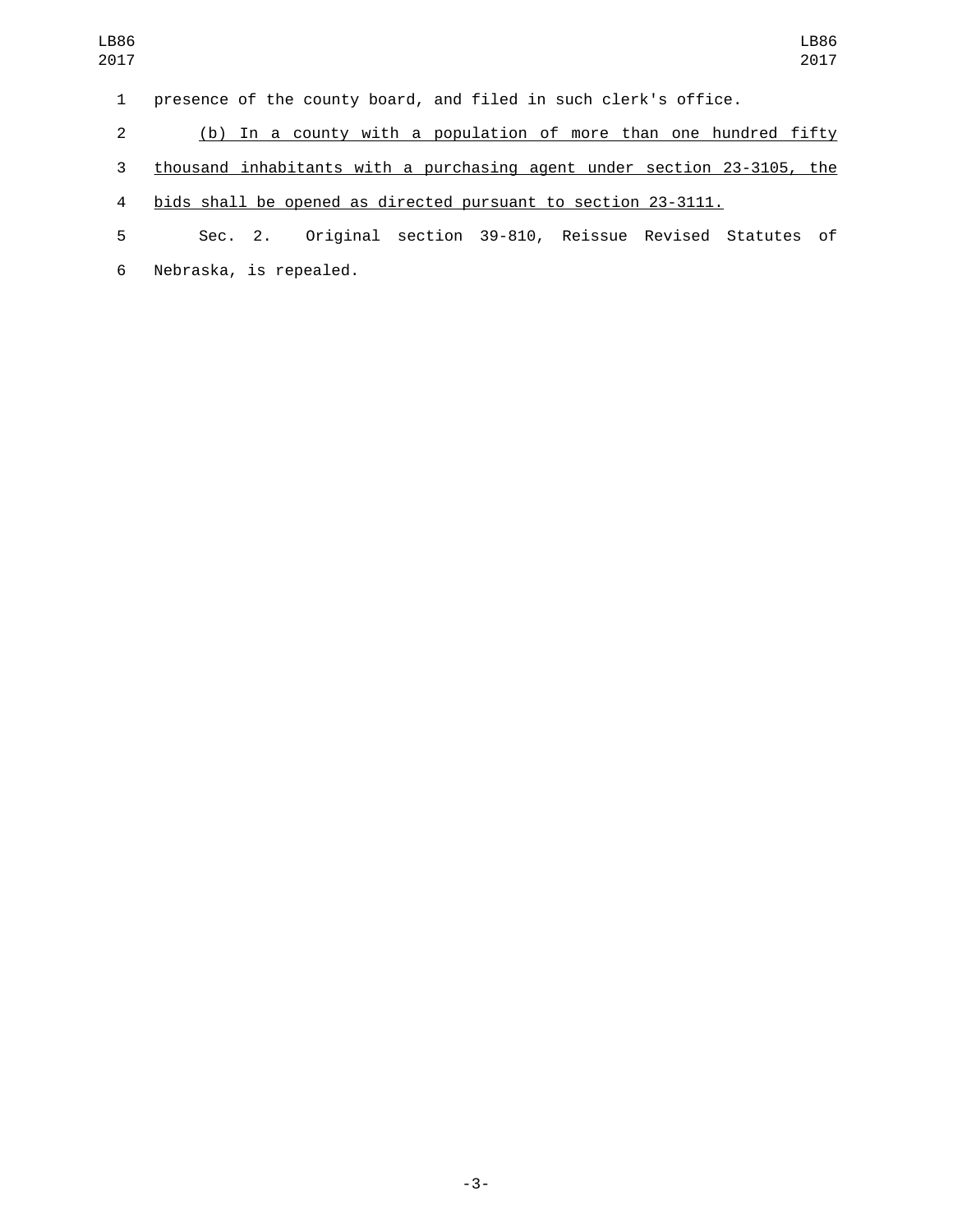presence of the county board, and filed in such clerk's office.

(b) In a county with a population of more than one hundred fifty thousand inhabitants with a purchasing agent under section 23-3105, the bids shall be opened as directed pursuant to section 23-3111.

Sec. 2. Original section 39-810, Reissue Revised Statutes of Nebraska, is repealed.